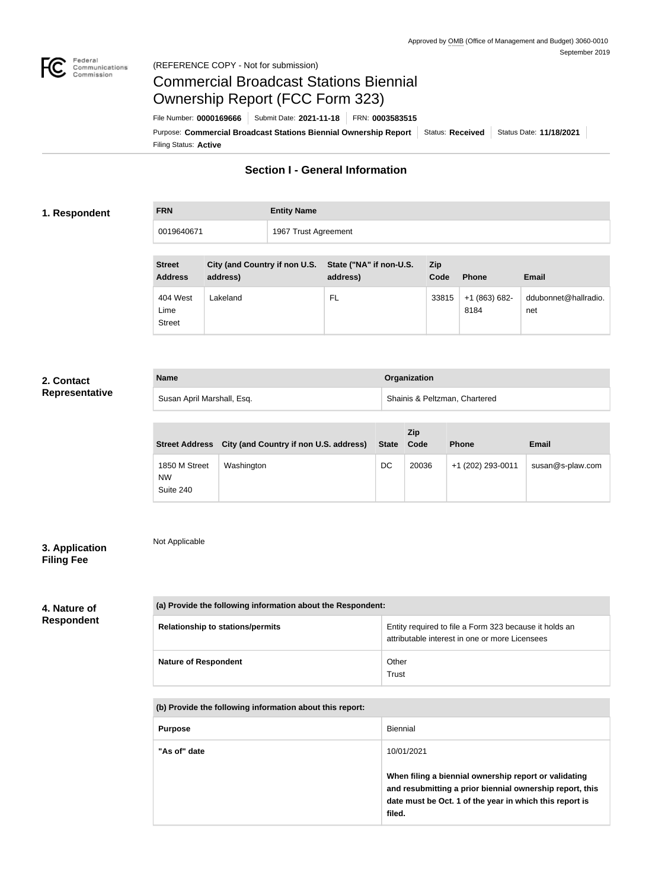Approved by OMB (Office of Management and Budget) 3060-0010
September 2019

(REFERENCE COPY - Not for submission)

# Commercial Broadcast Stations Biennial Ownership Report (FCC Form 323)

File Number: **0000169666** | Submit Date: **2021-11-18** | FRN: **0003583515**

Purpose: **Commercial Broadcast Stations Biennial Ownership Report** | Status: **Received** | Status Date: **11/18/2021**

Filing Status: **Active**

## Section I - General Information

### 1. Respondent

| FRN | Entity Name |
| --- | --- |
| 0019640671 | 1967 Trust Agreement |

| Street Address | City (and Country if non U.S. address) | State ("NA" if non-U.S. address) | Zip Code | Phone | Email |
| --- | --- | --- | --- | --- | --- |
| 404 West Lime Street | Lakeland | FL | 33815 | +1 (863) 682-8184 | ddubonnet@hallradio.net |

### 2. Contact Representative

| Name | Organization |
| --- | --- |
| Susan April Marshall, Esq. | Shainis & Peltzman, Chartered |

| Street Address | City (and Country if non U.S. address) | State | Zip Code | Phone | Email |
| --- | --- | --- | --- | --- | --- |
| 1850 M Street NW Suite 240 | Washington | DC | 20036 | +1 (202) 293-0011 | susan@s-plaw.com |

### 3. Application Filing Fee

Not Applicable

### 4. Nature of Respondent

| (a) Provide the following information about the Respondent: | |
| --- | --- |
| Relationship to stations/permits | Entity required to file a Form 323 because it holds an attributable interest in one or more Licensees |
| Nature of Respondent | Other<br>Trust |

| (b) Provide the following information about this report: | |
| --- | --- |
| Purpose | Biennial |
| "As of" date | 10/01/2021<br><br>**When filing a biennial ownership report or validating and resubmitting a prior biennial ownership report, this date must be Oct. 1 of the year in which this report is filed.** |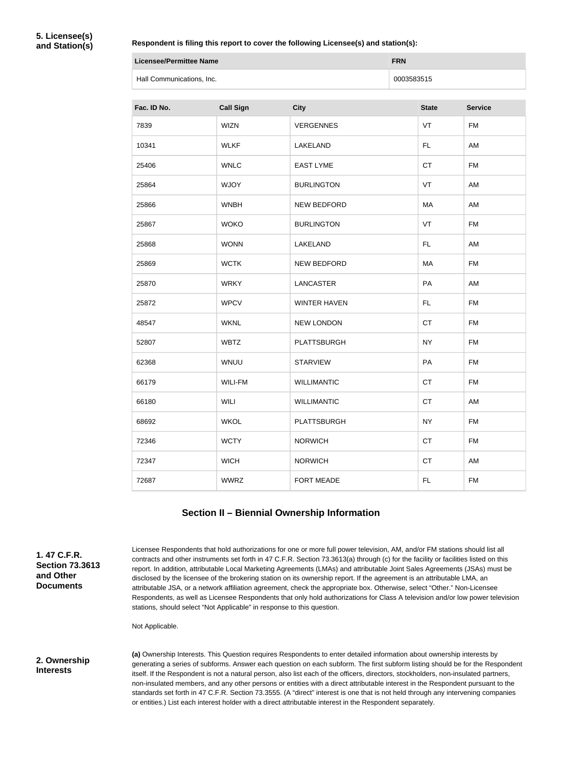**5. Licensee(s) and Station(s)**

**Respondent is filing this report to cover the following Licensee(s) and station(s):**

| Licensee/Permittee Name | FRN |
| --- | --- |
| Hall Communications, Inc. | 0003583515 |

| Fac. ID No. | Call Sign | City | State | Service |
| --- | --- | --- | --- | --- |
| 7839 | WIZN | VERGENNES | VT | FM |
| 10341 | WLKF | LAKELAND | FL | AM |
| 25406 | WNLC | EAST LYME | CT | FM |
| 25864 | WJOY | BURLINGTON | VT | AM |
| 25866 | WNBH | NEW BEDFORD | MA | AM |
| 25867 | WOKO | BURLINGTON | VT | FM |
| 25868 | WONN | LAKELAND | FL | AM |
| 25869 | WCTK | NEW BEDFORD | MA | FM |
| 25870 | WRKY | LANCASTER | PA | AM |
| 25872 | WPCV | WINTER HAVEN | FL | FM |
| 48547 | WKNL | NEW LONDON | CT | FM |
| 52807 | WBTZ | PLATTSBURGH | NY | FM |
| 62368 | WNUU | STARVIEW | PA | FM |
| 66179 | WILI-FM | WILLIMANTIC | CT | FM |
| 66180 | WILI | WILLIMANTIC | CT | AM |
| 68692 | WKOL | PLATTSBURGH | NY | FM |
| 72346 | WCTY | NORWICH | CT | FM |
| 72347 | WICH | NORWICH | CT | AM |
| 72687 | WWRZ | FORT MEADE | FL | FM |

## Section II – Biennial Ownership Information

**1. 47 C.F.R. Section 73.3613 and Other Documents**

Licensee Respondents that hold authorizations for one or more full power television, AM, and/or FM stations should list all contracts and other instruments set forth in 47 C.F.R. Section 73.3613(a) through (c) for the facility or facilities listed on this report. In addition, attributable Local Marketing Agreements (LMAs) and attributable Joint Sales Agreements (JSAs) must be disclosed by the licensee of the brokering station on its ownership report. If the agreement is an attributable LMA, an attributable JSA, or a network affiliation agreement, check the appropriate box. Otherwise, select "Other." Non-Licensee Respondents, as well as Licensee Respondents that only hold authorizations for Class A television and/or low power television stations, should select "Not Applicable" in response to this question.

Not Applicable.

**2. Ownership Interests**

**(a)** Ownership Interests. This Question requires Respondents to enter detailed information about ownership interests by generating a series of subforms. Answer each question on each subform. The first subform listing should be for the Respondent itself. If the Respondent is not a natural person, also list each of the officers, directors, stockholders, non-insulated partners, non-insulated members, and any other persons or entities with a direct attributable interest in the Respondent pursuant to the standards set forth in 47 C.F.R. Section 73.3555. (A "direct" interest is one that is not held through any intervening companies or entities.) List each interest holder with a direct attributable interest in the Respondent separately.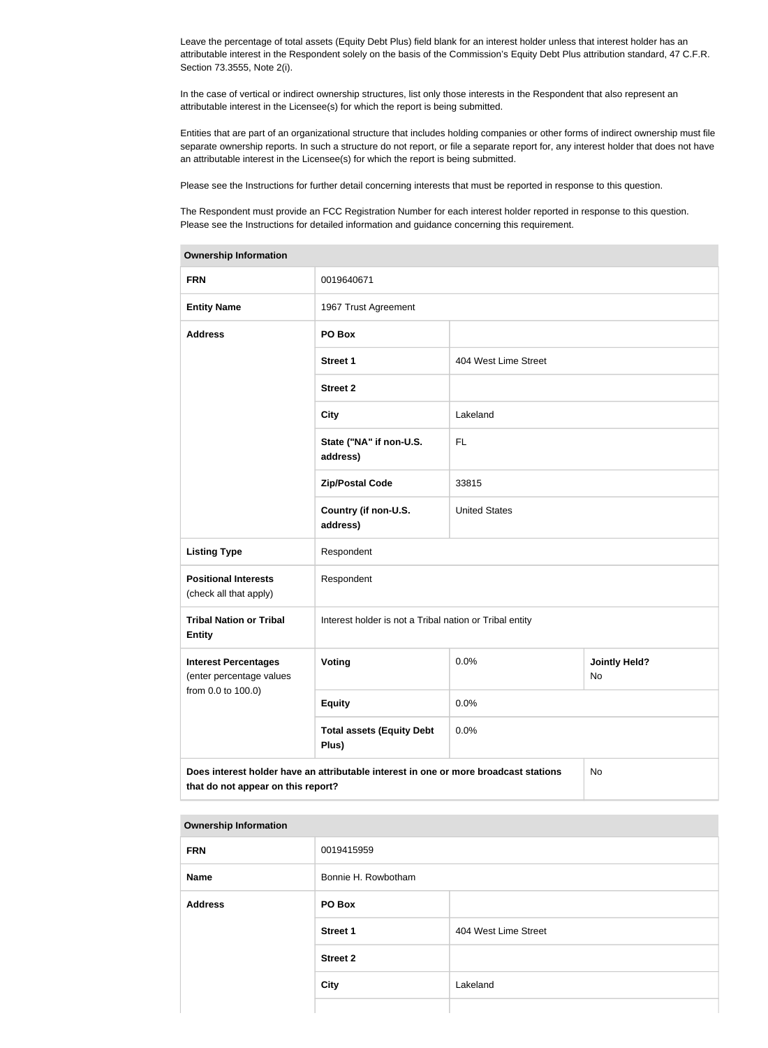Leave the percentage of total assets (Equity Debt Plus) field blank for an interest holder unless that interest holder has an attributable interest in the Respondent solely on the basis of the Commission's Equity Debt Plus attribution standard, 47 C.F.R. Section 73.3555, Note 2(i).

In the case of vertical or indirect ownership structures, list only those interests in the Respondent that also represent an attributable interest in the Licensee(s) for which the report is being submitted.

Entities that are part of an organizational structure that includes holding companies or other forms of indirect ownership must file separate ownership reports. In such a structure do not report, or file a separate report for, any interest holder that does not have an attributable interest in the Licensee(s) for which the report is being submitted.

Please see the Instructions for further detail concerning interests that must be reported in response to this question.

The Respondent must provide an FCC Registration Number for each interest holder reported in response to this question. Please see the Instructions for detailed information and guidance concerning this requirement.

| **Ownership Information** | | | |
|---|---|---|---|
| **FRN** | 0019640671 | | |
| **Entity Name** | 1967 Trust Agreement | | |
| **Address** | **PO Box** | | |
| | **Street 1** | 404 West Lime Street | |
| | **Street 2** | | |
| | **City** | Lakeland | |
| | **State ("NA" if non-U.S. address)** | FL | |
| | **Zip/Postal Code** | 33815 | |
| | **Country (if non-U.S. address)** | United States | |
| **Listing Type** | Respondent | | |
| **Positional Interests** (check all that apply) | Respondent | | |
| **Tribal Nation or Tribal Entity** | Interest holder is not a Tribal nation or Tribal entity | | |
| **Interest Percentages** (enter percentage values from 0.0 to 100.0) | **Voting** | 0.0% | **Jointly Held?** No |
| | **Equity** | 0.0% | |
| | **Total assets (Equity Debt Plus)** | 0.0% | |
| **Does interest holder have an attributable interest in one or more broadcast stations that do not appear on this report?** | | | No |

| **Ownership Information** | | |
|---|---|---|
| **FRN** | 0019415959 | |
| **Name** | Bonnie H. Rowbotham | |
| **Address** | **PO Box** | |
| | **Street 1** | 404 West Lime Street |
| | **Street 2** | |
| | **City** | Lakeland |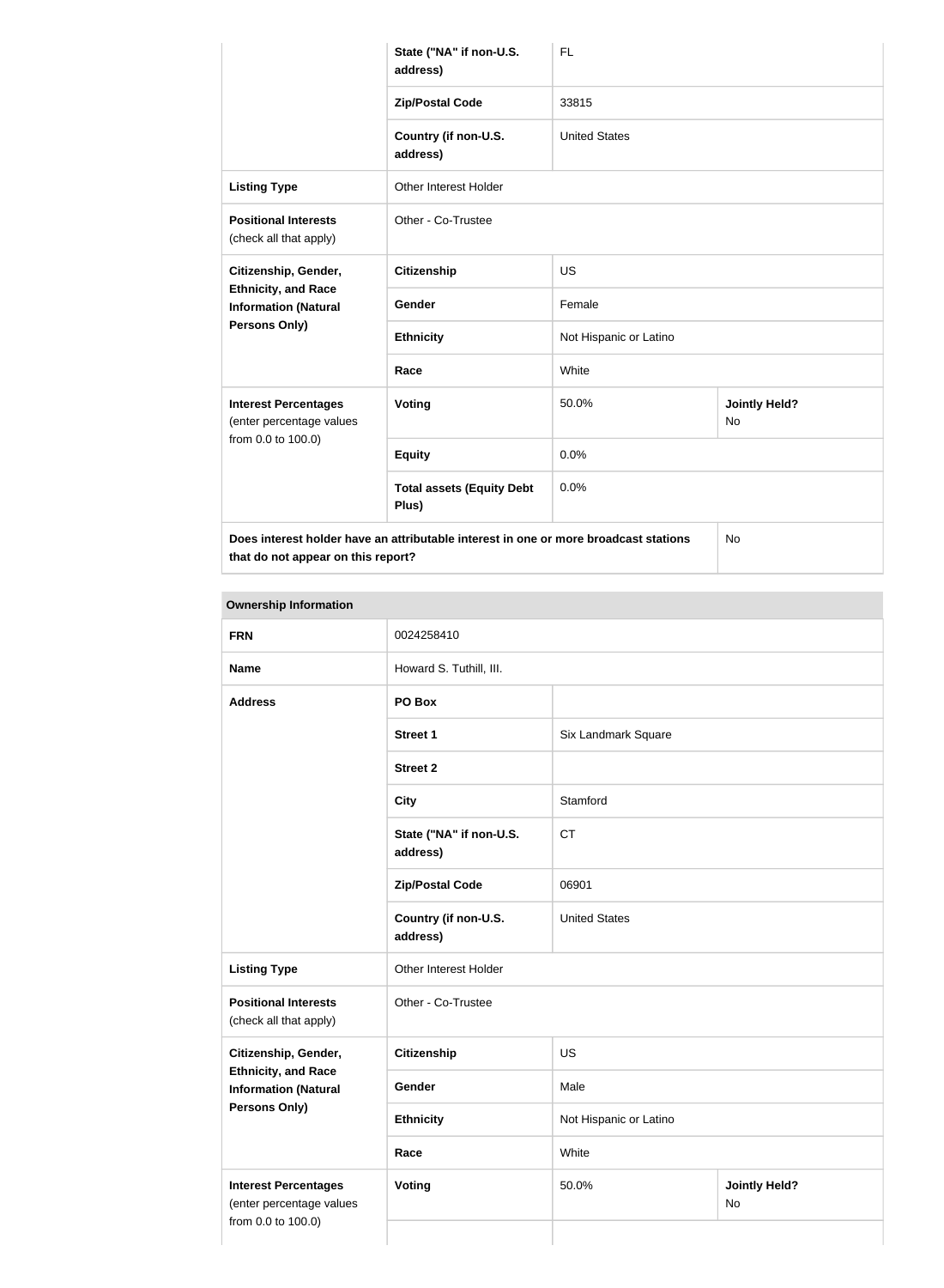| | | | |
|---|---|---|---|
| | State ("NA" if non-U.S. address) | FL | |
| | Zip/Postal Code | 33815 | |
| | Country (if non-U.S. address) | United States | |
| **Listing Type** | Other Interest Holder | | |
| **Positional Interests** (check all that apply) | Other - Co-Trustee | | |
| **Citizenship, Gender, Ethnicity, and Race Information (Natural Persons Only)** | **Citizenship** | US | |
| | **Gender** | Female | |
| | **Ethnicity** | Not Hispanic or Latino | |
| | **Race** | White | |
| **Interest Percentages** (enter percentage values from 0.0 to 100.0) | **Voting** | 50.0% | **Jointly Held?** No |
| | **Equity** | 0.0% | |
| | **Total assets (Equity Debt Plus)** | 0.0% | |
| **Does interest holder have an attributable interest in one or more broadcast stations that do not appear on this report?** | | | No |

**Ownership Information**

| | | | |
|---|---|---|---|
| **FRN** | 0024258410 | | |
| **Name** | Howard S. Tuthill, III. | | |
| **Address** | **PO Box** | | |
| | **Street 1** | Six Landmark Square | |
| | **Street 2** | | |
| | **City** | Stamford | |
| | **State ("NA" if non-U.S. address)** | CT | |
| | **Zip/Postal Code** | 06901 | |
| | **Country (if non-U.S. address)** | United States | |
| **Listing Type** | Other Interest Holder | | |
| **Positional Interests** (check all that apply) | Other - Co-Trustee | | |
| **Citizenship, Gender, Ethnicity, and Race Information (Natural Persons Only)** | **Citizenship** | US | |
| | **Gender** | Male | |
| | **Ethnicity** | Not Hispanic or Latino | |
| | **Race** | White | |
| **Interest Percentages** (enter percentage values from 0.0 to 100.0) | **Voting** | 50.0% | **Jointly Held?** No |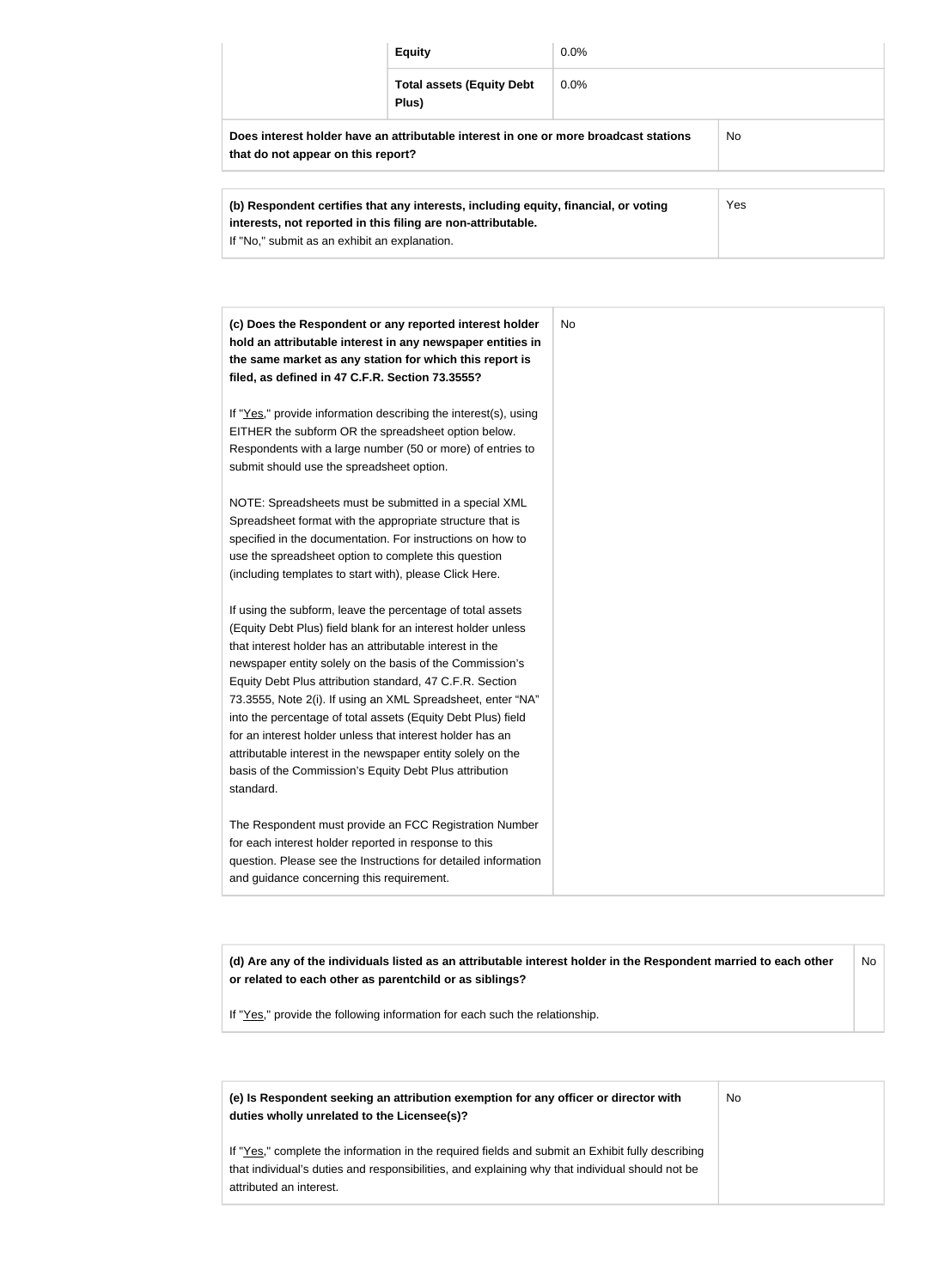| | | |
|---|---|---|
| | **Equity** | 0.0% |
| | **Total assets (Equity Debt Plus)** | 0.0% |

| | |
|---|---|
| **Does interest holder have an attributable interest in one or more broadcast stations that do not appear on this report?** | No |

| | |
|---|---|
| **(b) Respondent certifies that any interests, including equity, financial, or voting interests, not reported in this filing are non-attributable.** If "No," submit as an exhibit an explanation. | Yes |

| | |
|---|---|
| **(c) Does the Respondent or any reported interest holder hold an attributable interest in any newspaper entities in the same market as any station for which this report is filed, as defined in 47 C.F.R. Section 73.3555?**<br><br>If "Yes," provide information describing the interest(s), using EITHER the subform OR the spreadsheet option below. Respondents with a large number (50 or more) of entries to submit should use the spreadsheet option.<br><br>NOTE: Spreadsheets must be submitted in a special XML Spreadsheet format with the appropriate structure that is specified in the documentation. For instructions on how to use the spreadsheet option to complete this question (including templates to start with), please Click Here.<br><br>If using the subform, leave the percentage of total assets (Equity Debt Plus) field blank for an interest holder unless that interest holder has an attributable interest in the newspaper entity solely on the basis of the Commission's Equity Debt Plus attribution standard, 47 C.F.R. Section 73.3555, Note 2(i). If using an XML Spreadsheet, enter "NA" into the percentage of total assets (Equity Debt Plus) field for an interest holder unless that interest holder has an attributable interest in the newspaper entity solely on the basis of the Commission's Equity Debt Plus attribution standard.<br><br>The Respondent must provide an FCC Registration Number for each interest holder reported in response to this question. Please see the Instructions for detailed information and guidance concerning this requirement. | No |

| | |
|---|---|
| **(d) Are any of the individuals listed as an attributable interest holder in the Respondent married to each other or related to each other as parentchild or as siblings?**<br><br>If "Yes," provide the following information for each such the relationship. | No |

| | |
|---|---|
| **(e) Is Respondent seeking an attribution exemption for any officer or director with duties wholly unrelated to the Licensee(s)?**<br><br>If "Yes," complete the information in the required fields and submit an Exhibit fully describing that individual's duties and responsibilities, and explaining why that individual should not be attributed an interest. | No |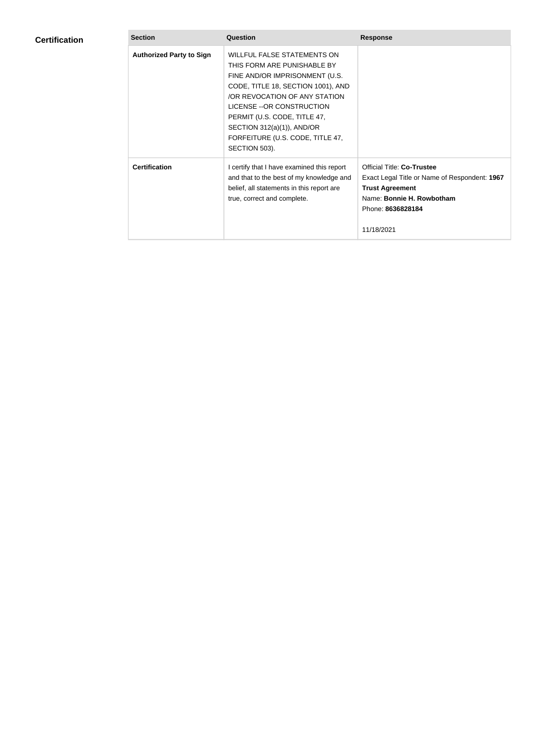## Certification

| Section | Question | Response |
| --- | --- | --- |
| **Authorized Party to Sign** | WILLFUL FALSE STATEMENTS ON THIS FORM ARE PUNISHABLE BY FINE AND/OR IMPRISONMENT (U.S. CODE, TITLE 18, SECTION 1001), AND /OR REVOCATION OF ANY STATION LICENSE --OR CONSTRUCTION PERMIT (U.S. CODE, TITLE 47, SECTION 312(a)(1)), AND/OR FORFEITURE (U.S. CODE, TITLE 47, SECTION 503). | |
| **Certification** | I certify that I have examined this report and that to the best of my knowledge and belief, all statements in this report are true, correct and complete. | Official Title: **Co-Trustee**<br>Exact Legal Title or Name of Respondent: **1967 Trust Agreement**<br>Name: **Bonnie H. Rowbotham**<br>Phone: **8636828184**<br><br>11/18/2021 |